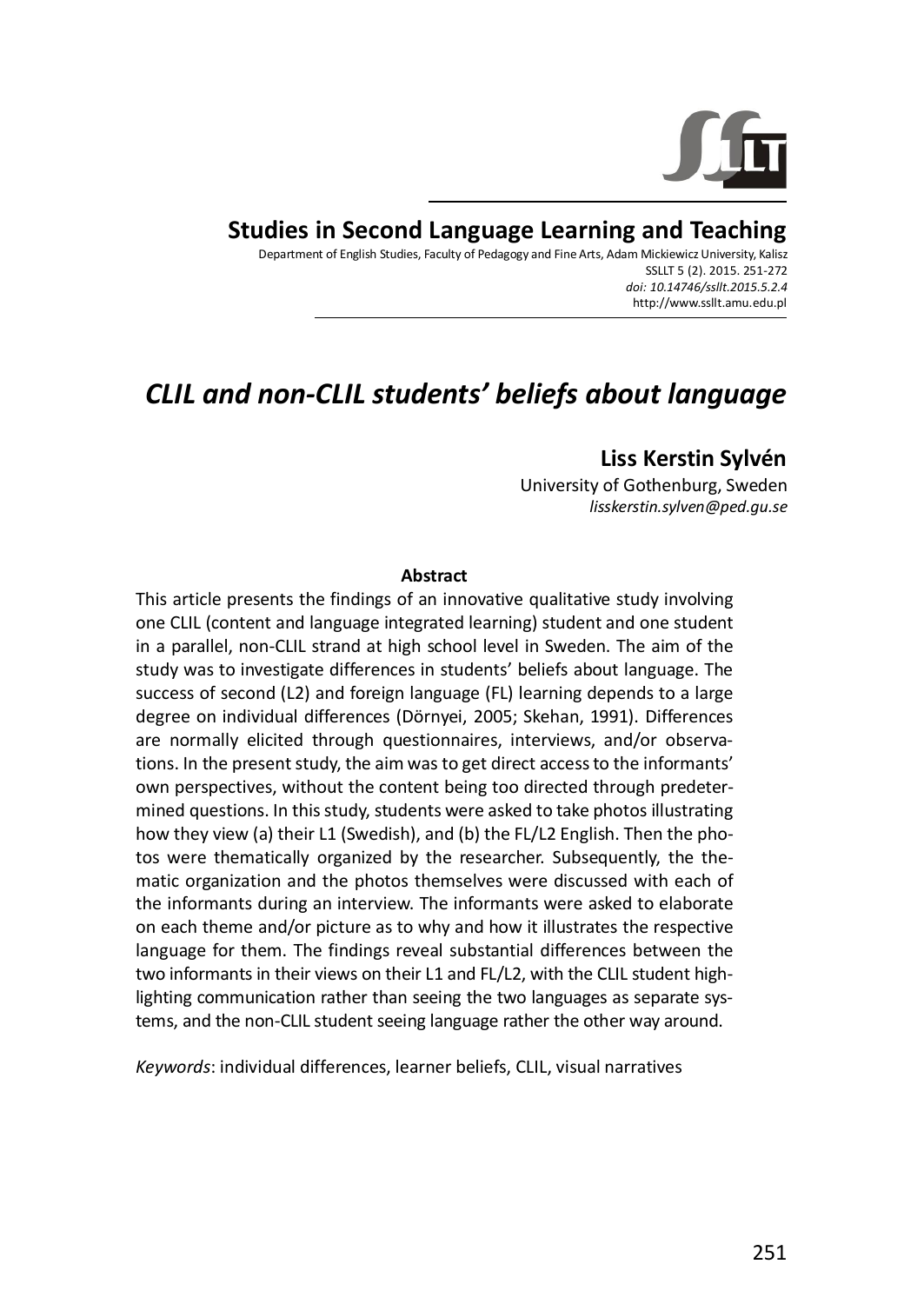# Studies in Second Language Learning and Teaching

Department of English Studies, Faculty of Pedagogy and Fine Arts, Adam Mickiewicz University, Kalisz
SSLLT 5 (2). 2015. 251-272
*doi: 10.14746/ssllt.2015.5.2.4*
http://www.ssllt.amu.edu.pl

## *CLIL and non-CLIL students' beliefs about language*

**Liss Kerstin Sylvén**
University of Gothenburg, Sweden
*lisskerstin.sylven@ped.gu.se*

**Abstract**

This article presents the findings of an innovative qualitative study involving one CLIL (content and language integrated learning) student and one student in a parallel, non-CLIL strand at high school level in Sweden. The aim of the study was to investigate differences in students' beliefs about language. The success of second (L2) and foreign language (FL) learning depends to a large degree on individual differences (Dörnyei, 2005; Skehan, 1991). Differences are normally elicited through questionnaires, interviews, and/or observations. In the present study, the aim was to get direct access to the informants' own perspectives, without the content being too directed through predetermined questions. In this study, students were asked to take photos illustrating how they view (a) their L1 (Swedish), and (b) the FL/L2 English. Then the photos were thematically organized by the researcher. Subsequently, the thematic organization and the photos themselves were discussed with each of the informants during an interview. The informants were asked to elaborate on each theme and/or picture as to why and how it illustrates the respective language for them. The findings reveal substantial differences between the two informants in their views on their L1 and FL/L2, with the CLIL student highlighting communication rather than seeing the two languages as separate systems, and the non-CLIL student seeing language rather the other way around.

*Keywords*: individual differences, learner beliefs, CLIL, visual narratives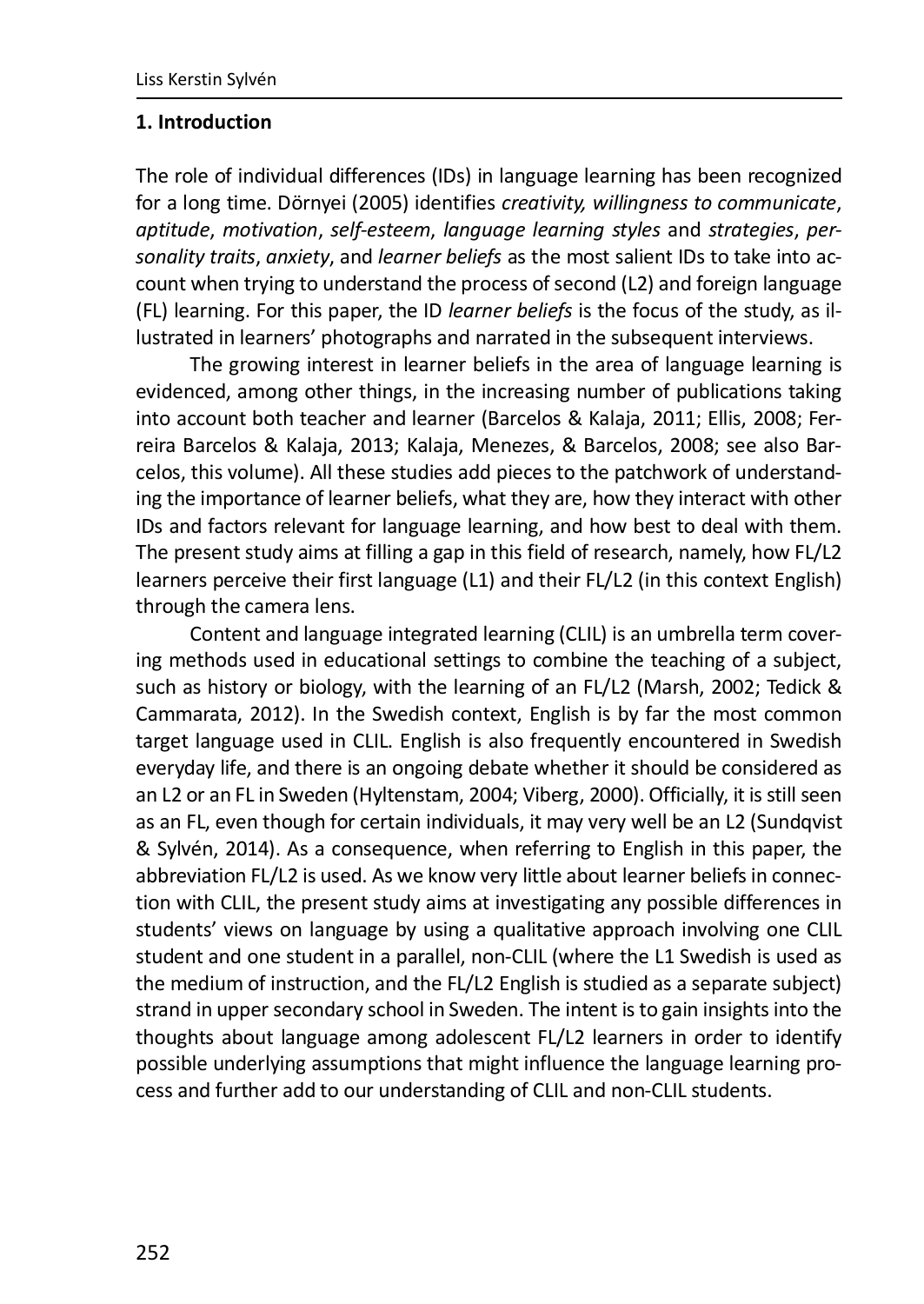## 1. Introduction

The role of individual differences (IDs) in language learning has been recognized for a long time. Dörnyei (2005) identifies *creativity, willingness to communicate*, *aptitude*, *motivation*, *self-esteem*, *language learning styles* and *strategies*, *personality traits*, *anxiety*, and *learner beliefs* as the most salient IDs to take into account when trying to understand the process of second (L2) and foreign language (FL) learning. For this paper, the ID *learner beliefs* is the focus of the study, as illustrated in learners' photographs and narrated in the subsequent interviews.

The growing interest in learner beliefs in the area of language learning is evidenced, among other things, in the increasing number of publications taking into account both teacher and learner (Barcelos & Kalaja, 2011; Ellis, 2008; Ferreira Barcelos & Kalaja, 2013; Kalaja, Menezes, & Barcelos, 2008; see also Barcelos, this volume). All these studies add pieces to the patchwork of understanding the importance of learner beliefs, what they are, how they interact with other IDs and factors relevant for language learning, and how best to deal with them. The present study aims at filling a gap in this field of research, namely, how FL/L2 learners perceive their first language (L1) and their FL/L2 (in this context English) through the camera lens.

Content and language integrated learning (CLIL) is an umbrella term covering methods used in educational settings to combine the teaching of a subject, such as history or biology, with the learning of an FL/L2 (Marsh, 2002; Tedick & Cammarata, 2012). In the Swedish context, English is by far the most common target language used in CLIL. English is also frequently encountered in Swedish everyday life, and there is an ongoing debate whether it should be considered as an L2 or an FL in Sweden (Hyltenstam, 2004; Viberg, 2000). Officially, it is still seen as an FL, even though for certain individuals, it may very well be an L2 (Sundqvist & Sylvén, 2014). As a consequence, when referring to English in this paper, the abbreviation FL/L2 is used. As we know very little about learner beliefs in connection with CLIL, the present study aims at investigating any possible differences in students' views on language by using a qualitative approach involving one CLIL student and one student in a parallel, non-CLIL (where the L1 Swedish is used as the medium of instruction, and the FL/L2 English is studied as a separate subject) strand in upper secondary school in Sweden. The intent is to gain insights into the thoughts about language among adolescent FL/L2 learners in order to identify possible underlying assumptions that might influence the language learning process and further add to our understanding of CLIL and non-CLIL students.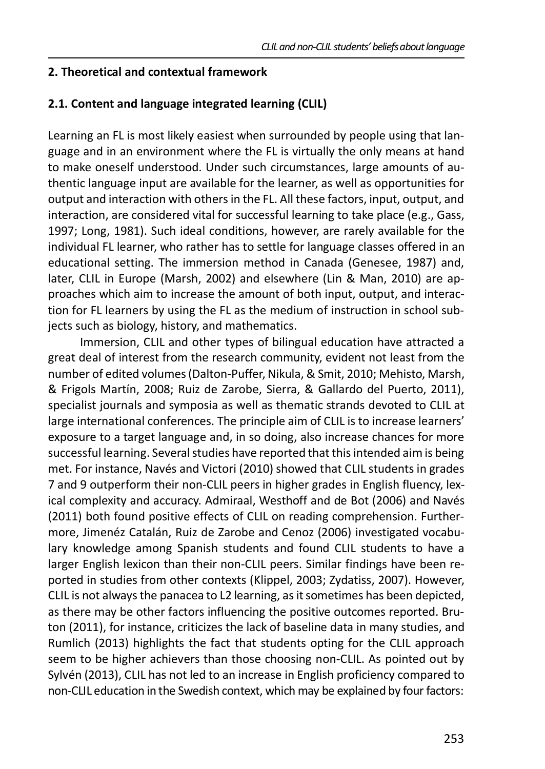## 2. Theoretical and contextual framework

### 2.1. Content and language integrated learning (CLIL)

Learning an FL is most likely easiest when surrounded by people using that language and in an environment where the FL is virtually the only means at hand to make oneself understood. Under such circumstances, large amounts of authentic language input are available for the learner, as well as opportunities for output and interaction with others in the FL. All these factors, input, output, and interaction, are considered vital for successful learning to take place (e.g., Gass, 1997; Long, 1981). Such ideal conditions, however, are rarely available for the individual FL learner, who rather has to settle for language classes offered in an educational setting. The immersion method in Canada (Genesee, 1987) and, later, CLIL in Europe (Marsh, 2002) and elsewhere (Lin & Man, 2010) are approaches which aim to increase the amount of both input, output, and interaction for FL learners by using the FL as the medium of instruction in school subjects such as biology, history, and mathematics.

Immersion, CLIL and other types of bilingual education have attracted a great deal of interest from the research community, evident not least from the number of edited volumes (Dalton-Puffer, Nikula, & Smit, 2010; Mehisto, Marsh, & Frigols Martín, 2008; Ruiz de Zarobe, Sierra, & Gallardo del Puerto, 2011), specialist journals and symposia as well as thematic strands devoted to CLIL at large international conferences. The principle aim of CLIL is to increase learners' exposure to a target language and, in so doing, also increase chances for more successful learning. Several studies have reported that this intended aim is being met. For instance, Navés and Victori (2010) showed that CLIL students in grades 7 and 9 outperform their non-CLIL peers in higher grades in English fluency, lexical complexity and accuracy. Admiraal, Westhoff and de Bot (2006) and Navés (2011) both found positive effects of CLIL on reading comprehension. Furthermore, Jimenéz Catalán, Ruiz de Zarobe and Cenoz (2006) investigated vocabulary knowledge among Spanish students and found CLIL students to have a larger English lexicon than their non-CLIL peers. Similar findings have been reported in studies from other contexts (Klippel, 2003; Zydatiss, 2007). However, CLIL is not always the panacea to L2 learning, as it sometimes has been depicted, as there may be other factors influencing the positive outcomes reported. Bruton (2011), for instance, criticizes the lack of baseline data in many studies, and Rumlich (2013) highlights the fact that students opting for the CLIL approach seem to be higher achievers than those choosing non-CLIL. As pointed out by Sylvén (2013), CLIL has not led to an increase in English proficiency compared to non-CLIL education in the Swedish context, which may be explained by four factors: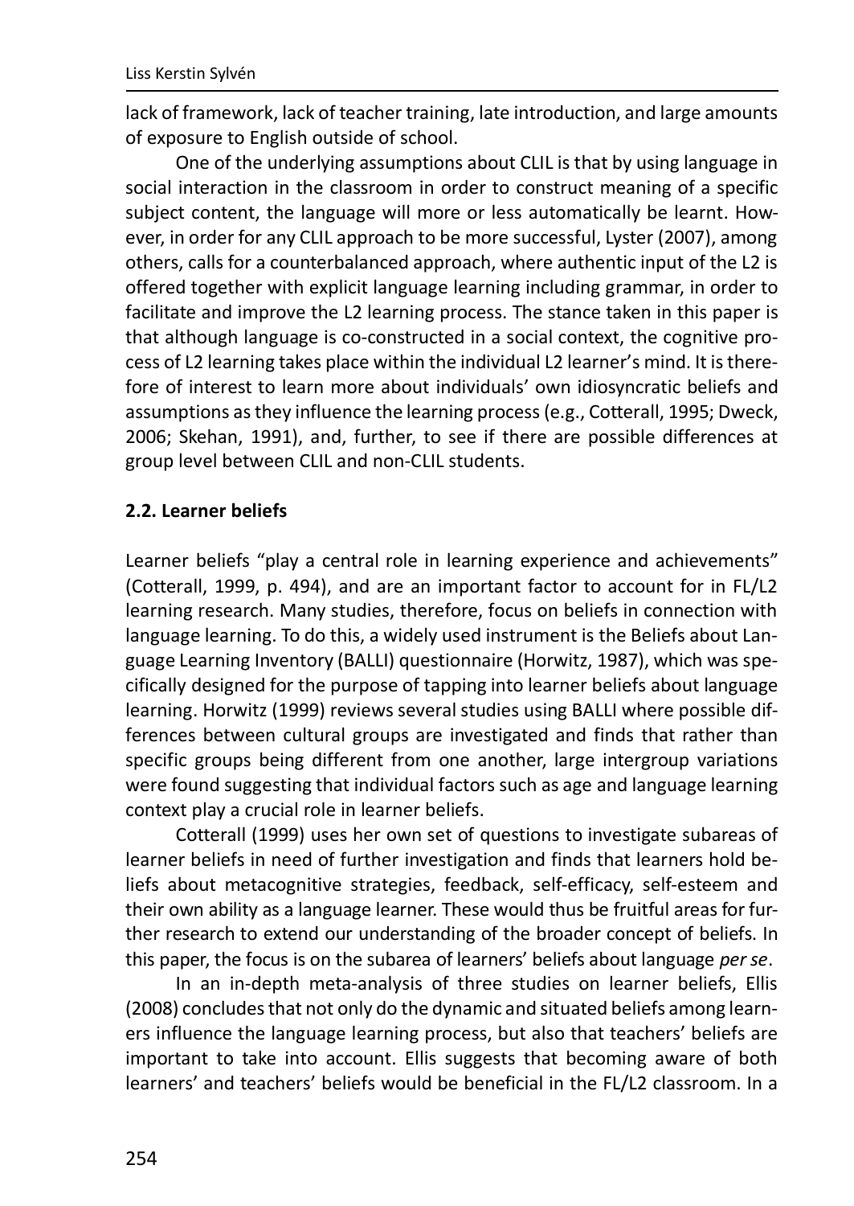lack of framework, lack of teacher training, late introduction, and large amounts of exposure to English outside of school.

One of the underlying assumptions about CLIL is that by using language in social interaction in the classroom in order to construct meaning of a specific subject content, the language will more or less automatically be learnt. However, in order for any CLIL approach to be more successful, Lyster (2007), among others, calls for a counterbalanced approach, where authentic input of the L2 is offered together with explicit language learning including grammar, in order to facilitate and improve the L2 learning process. The stance taken in this paper is that although language is co-constructed in a social context, the cognitive process of L2 learning takes place within the individual L2 learner's mind. It is therefore of interest to learn more about individuals' own idiosyncratic beliefs and assumptions as they influence the learning process (e.g., Cotterall, 1995; Dweck, 2006; Skehan, 1991), and, further, to see if there are possible differences at group level between CLIL and non-CLIL students.

## 2.2. Learner beliefs

Learner beliefs "play a central role in learning experience and achievements" (Cotterall, 1999, p. 494), and are an important factor to account for in FL/L2 learning research. Many studies, therefore, focus on beliefs in connection with language learning. To do this, a widely used instrument is the Beliefs about Language Learning Inventory (BALLI) questionnaire (Horwitz, 1987), which was specifically designed for the purpose of tapping into learner beliefs about language learning. Horwitz (1999) reviews several studies using BALLI where possible differences between cultural groups are investigated and finds that rather than specific groups being different from one another, large intergroup variations were found suggesting that individual factors such as age and language learning context play a crucial role in learner beliefs.

Cotterall (1999) uses her own set of questions to investigate subareas of learner beliefs in need of further investigation and finds that learners hold beliefs about metacognitive strategies, feedback, self-efficacy, self-esteem and their own ability as a language learner. These would thus be fruitful areas for further research to extend our understanding of the broader concept of beliefs. In this paper, the focus is on the subarea of learners' beliefs about language *per se*.

In an in-depth meta-analysis of three studies on learner beliefs, Ellis (2008) concludes that not only do the dynamic and situated beliefs among learners influence the language learning process, but also that teachers' beliefs are important to take into account. Ellis suggests that becoming aware of both learners' and teachers' beliefs would be beneficial in the FL/L2 classroom. In a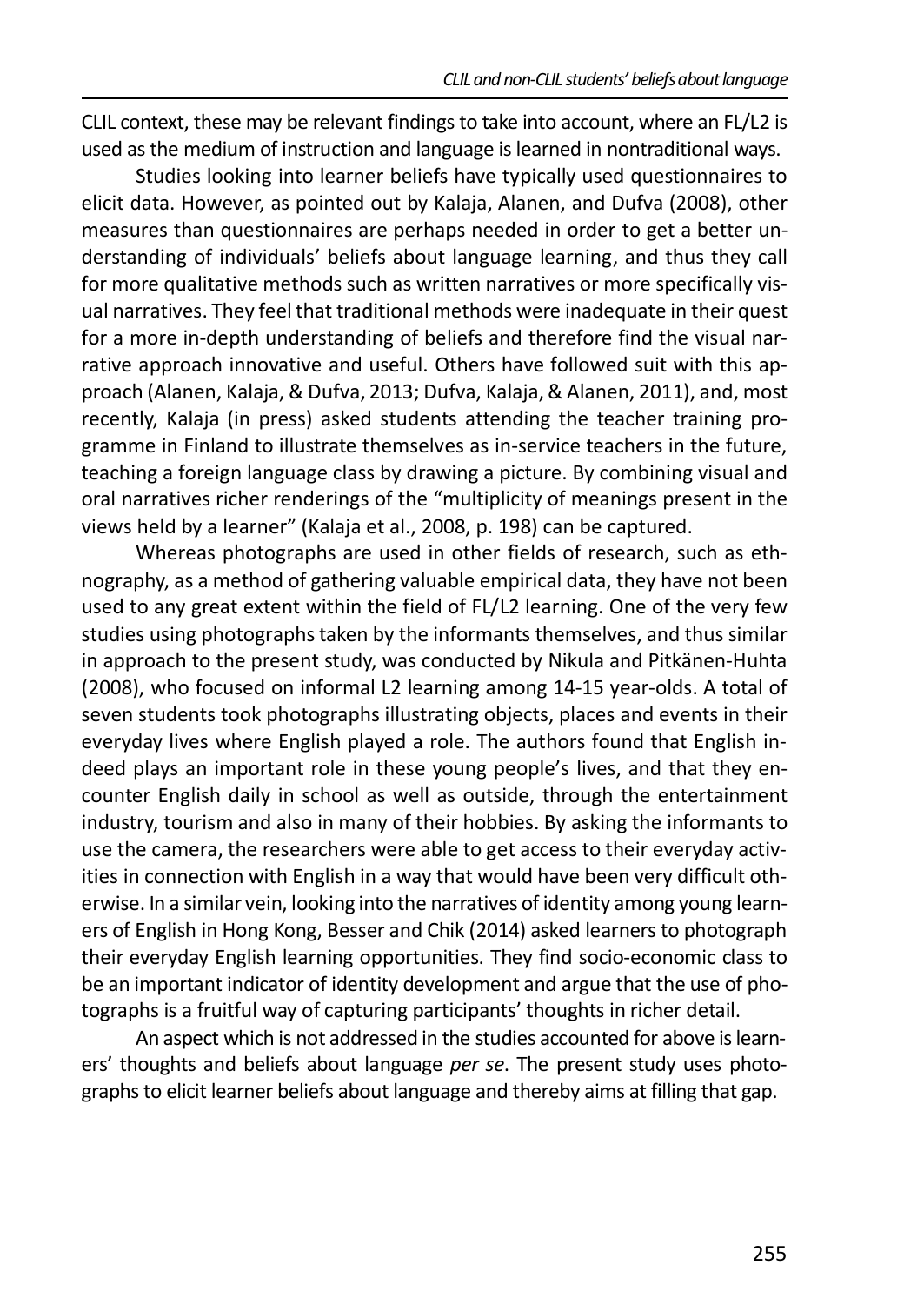CLIL context, these may be relevant findings to take into account, where an FL/L2 is used as the medium of instruction and language is learned in nontraditional ways.

Studies looking into learner beliefs have typically used questionnaires to elicit data. However, as pointed out by Kalaja, Alanen, and Dufva (2008), other measures than questionnaires are perhaps needed in order to get a better understanding of individuals' beliefs about language learning, and thus they call for more qualitative methods such as written narratives or more specifically visual narratives. They feel that traditional methods were inadequate in their quest for a more in-depth understanding of beliefs and therefore find the visual narrative approach innovative and useful. Others have followed suit with this approach (Alanen, Kalaja, & Dufva, 2013; Dufva, Kalaja, & Alanen, 2011), and, most recently, Kalaja (in press) asked students attending the teacher training programme in Finland to illustrate themselves as in-service teachers in the future, teaching a foreign language class by drawing a picture. By combining visual and oral narratives richer renderings of the "multiplicity of meanings present in the views held by a learner" (Kalaja et al., 2008, p. 198) can be captured.

Whereas photographs are used in other fields of research, such as ethnography, as a method of gathering valuable empirical data, they have not been used to any great extent within the field of FL/L2 learning. One of the very few studies using photographs taken by the informants themselves, and thus similar in approach to the present study, was conducted by Nikula and Pitkänen-Huhta (2008), who focused on informal L2 learning among 14-15 year-olds. A total of seven students took photographs illustrating objects, places and events in their everyday lives where English played a role. The authors found that English indeed plays an important role in these young people's lives, and that they encounter English daily in school as well as outside, through the entertainment industry, tourism and also in many of their hobbies. By asking the informants to use the camera, the researchers were able to get access to their everyday activities in connection with English in a way that would have been very difficult otherwise. In a similar vein, looking into the narratives of identity among young learners of English in Hong Kong, Besser and Chik (2014) asked learners to photograph their everyday English learning opportunities. They find socio-economic class to be an important indicator of identity development and argue that the use of photographs is a fruitful way of capturing participants' thoughts in richer detail.

An aspect which is not addressed in the studies accounted for above is learners' thoughts and beliefs about language *per se*. The present study uses photographs to elicit learner beliefs about language and thereby aims at filling that gap.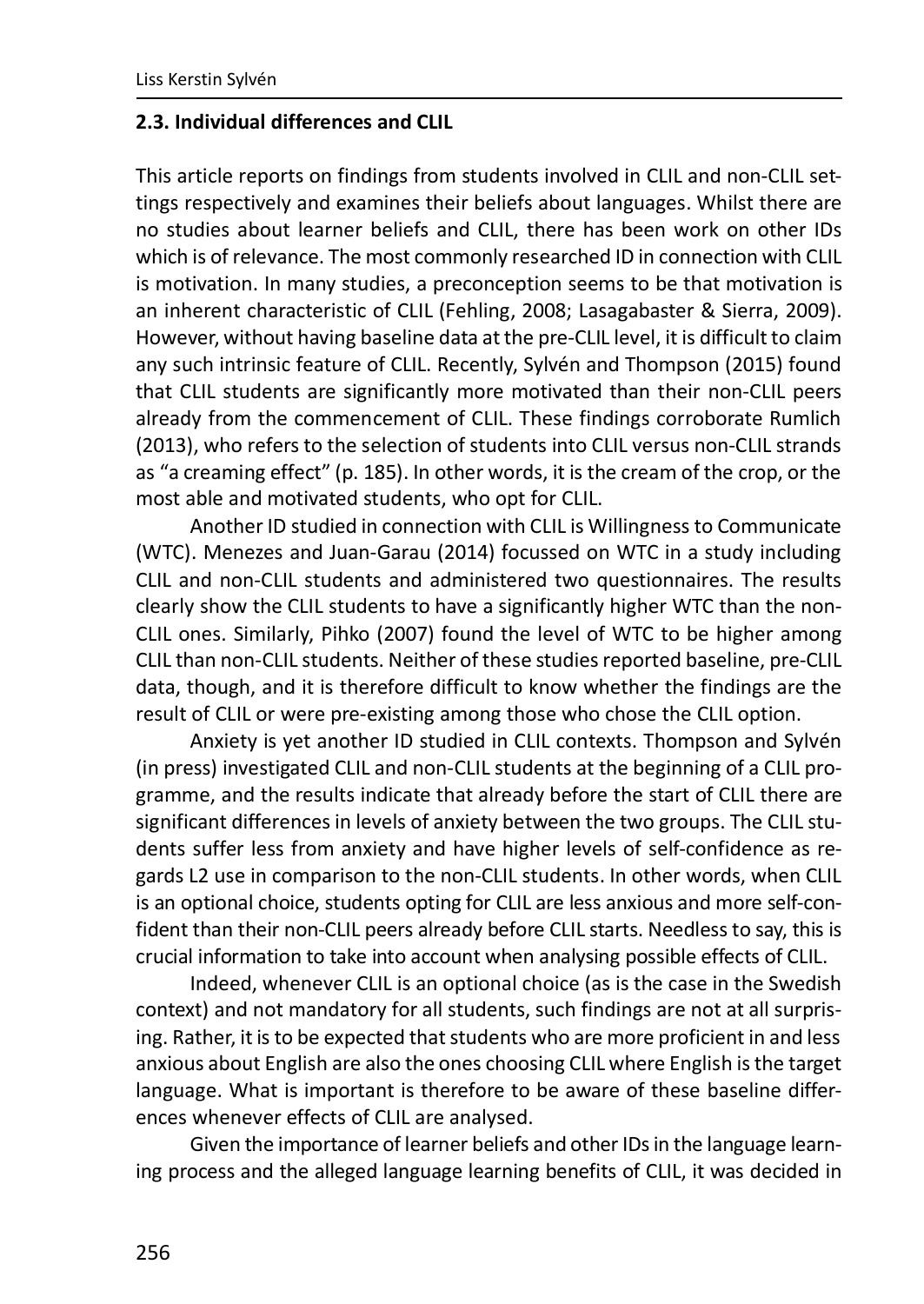### 2.3. Individual differences and CLIL

This article reports on findings from students involved in CLIL and non-CLIL settings respectively and examines their beliefs about languages. Whilst there are no studies about learner beliefs and CLIL, there has been work on other IDs which is of relevance. The most commonly researched ID in connection with CLIL is motivation. In many studies, a preconception seems to be that motivation is an inherent characteristic of CLIL (Fehling, 2008; Lasagabaster & Sierra, 2009). However, without having baseline data at the pre-CLIL level, it is difficult to claim any such intrinsic feature of CLIL. Recently, Sylvén and Thompson (2015) found that CLIL students are significantly more motivated than their non-CLIL peers already from the commencement of CLIL. These findings corroborate Rumlich (2013), who refers to the selection of students into CLIL versus non-CLIL strands as "a creaming effect" (p. 185). In other words, it is the cream of the crop, or the most able and motivated students, who opt for CLIL.

Another ID studied in connection with CLIL is Willingness to Communicate (WTC). Menezes and Juan-Garau (2014) focussed on WTC in a study including CLIL and non-CLIL students and administered two questionnaires. The results clearly show the CLIL students to have a significantly higher WTC than the non-CLIL ones. Similarly, Pihko (2007) found the level of WTC to be higher among CLIL than non-CLIL students. Neither of these studies reported baseline, pre-CLIL data, though, and it is therefore difficult to know whether the findings are the result of CLIL or were pre-existing among those who chose the CLIL option.

Anxiety is yet another ID studied in CLIL contexts. Thompson and Sylvén (in press) investigated CLIL and non-CLIL students at the beginning of a CLIL programme, and the results indicate that already before the start of CLIL there are significant differences in levels of anxiety between the two groups. The CLIL students suffer less from anxiety and have higher levels of self-confidence as regards L2 use in comparison to the non-CLIL students. In other words, when CLIL is an optional choice, students opting for CLIL are less anxious and more self-confident than their non-CLIL peers already before CLIL starts. Needless to say, this is crucial information to take into account when analysing possible effects of CLIL.

Indeed, whenever CLIL is an optional choice (as is the case in the Swedish context) and not mandatory for all students, such findings are not at all surprising. Rather, it is to be expected that students who are more proficient in and less anxious about English are also the ones choosing CLIL where English is the target language. What is important is therefore to be aware of these baseline differences whenever effects of CLIL are analysed.

Given the importance of learner beliefs and other IDs in the language learning process and the alleged language learning benefits of CLIL, it was decided in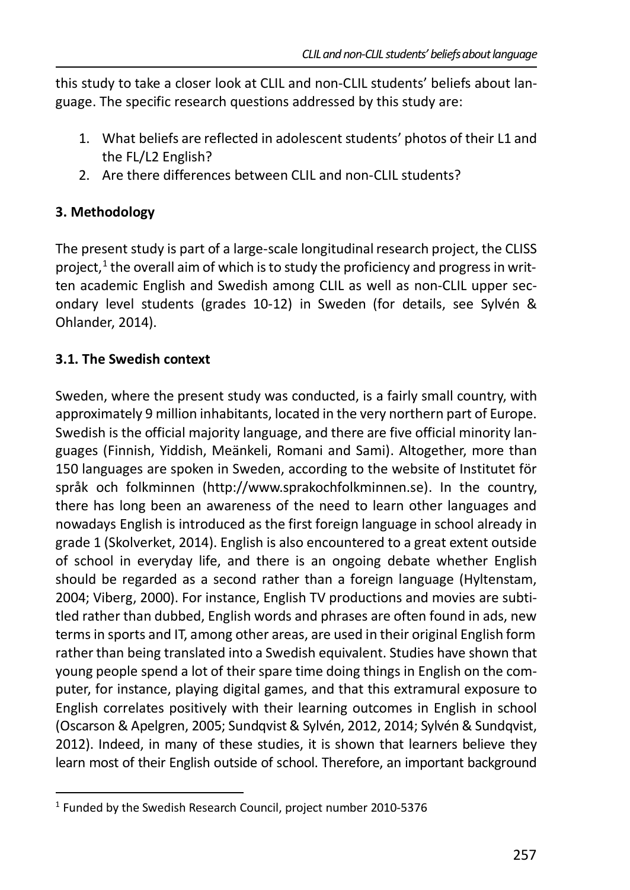this study to take a closer look at CLIL and non-CLIL students' beliefs about language. The specific research questions addressed by this study are:

1. What beliefs are reflected in adolescent students' photos of their L1 and the FL/L2 English?
2. Are there differences between CLIL and non-CLIL students?

## 3. Methodology

The present study is part of a large-scale longitudinal research project, the CLISS project,[1] the overall aim of which is to study the proficiency and progress in written academic English and Swedish among CLIL as well as non-CLIL upper secondary level students (grades 10-12) in Sweden (for details, see Sylvén & Ohlander, 2014).

### 3.1. The Swedish context

Sweden, where the present study was conducted, is a fairly small country, with approximately 9 million inhabitants, located in the very northern part of Europe. Swedish is the official majority language, and there are five official minority languages (Finnish, Yiddish, Meänkeli, Romani and Sami). Altogether, more than 150 languages are spoken in Sweden, according to the website of Institutet för språk och folkminnen (http://www.sprakochfolkminnen.se). In the country, there has long been an awareness of the need to learn other languages and nowadays English is introduced as the first foreign language in school already in grade 1 (Skolverket, 2014). English is also encountered to a great extent outside of school in everyday life, and there is an ongoing debate whether English should be regarded as a second rather than a foreign language (Hyltenstam, 2004; Viberg, 2000). For instance, English TV productions and movies are subtitled rather than dubbed, English words and phrases are often found in ads, new terms in sports and IT, among other areas, are used in their original English form rather than being translated into a Swedish equivalent. Studies have shown that young people spend a lot of their spare time doing things in English on the computer, for instance, playing digital games, and that this extramural exposure to English correlates positively with their learning outcomes in English in school (Oscarson & Apelgren, 2005; Sundqvist & Sylvén, 2012, 2014; Sylvén & Sundqvist, 2012). Indeed, in many of these studies, it is shown that learners believe they learn most of their English outside of school. Therefore, an important background

---

[1] Funded by the Swedish Research Council, project number 2010-5376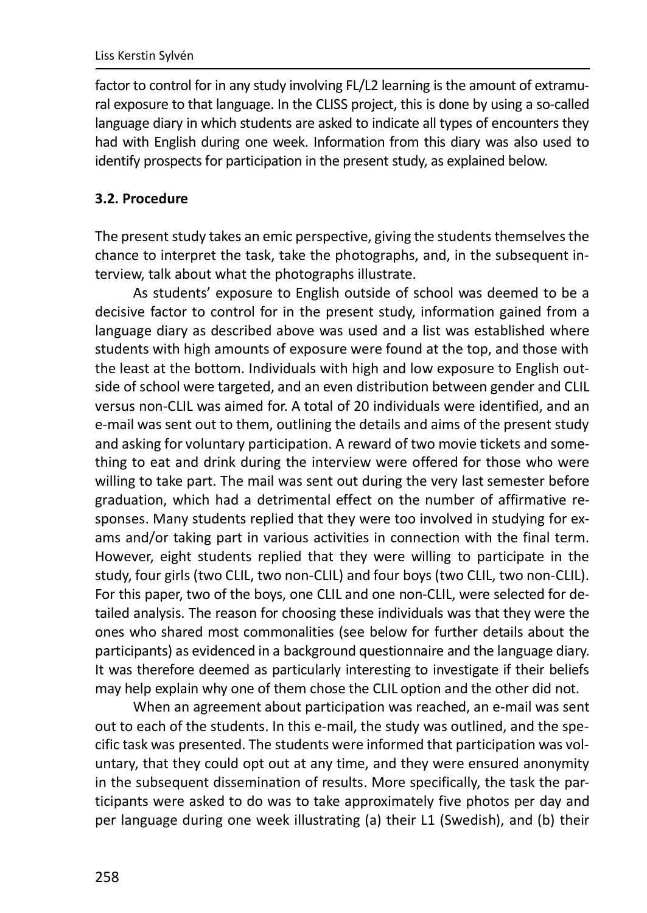factor to control for in any study involving FL/L2 learning is the amount of extramural exposure to that language. In the CLISS project, this is done by using a so-called language diary in which students are asked to indicate all types of encounters they had with English during one week. Information from this diary was also used to identify prospects for participation in the present study, as explained below.

### 3.2. Procedure

The present study takes an emic perspective, giving the students themselves the chance to interpret the task, take the photographs, and, in the subsequent interview, talk about what the photographs illustrate.

As students' exposure to English outside of school was deemed to be a decisive factor to control for in the present study, information gained from a language diary as described above was used and a list was established where students with high amounts of exposure were found at the top, and those with the least at the bottom. Individuals with high and low exposure to English outside of school were targeted, and an even distribution between gender and CLIL versus non-CLIL was aimed for. A total of 20 individuals were identified, and an e-mail was sent out to them, outlining the details and aims of the present study and asking for voluntary participation. A reward of two movie tickets and something to eat and drink during the interview were offered for those who were willing to take part. The mail was sent out during the very last semester before graduation, which had a detrimental effect on the number of affirmative responses. Many students replied that they were too involved in studying for exams and/or taking part in various activities in connection with the final term. However, eight students replied that they were willing to participate in the study, four girls (two CLIL, two non-CLIL) and four boys (two CLIL, two non-CLIL). For this paper, two of the boys, one CLIL and one non-CLIL, were selected for detailed analysis. The reason for choosing these individuals was that they were the ones who shared most commonalities (see below for further details about the participants) as evidenced in a background questionnaire and the language diary. It was therefore deemed as particularly interesting to investigate if their beliefs may help explain why one of them chose the CLIL option and the other did not.

When an agreement about participation was reached, an e-mail was sent out to each of the students. In this e-mail, the study was outlined, and the specific task was presented. The students were informed that participation was voluntary, that they could opt out at any time, and they were ensured anonymity in the subsequent dissemination of results. More specifically, the task the participants were asked to do was to take approximately five photos per day and per language during one week illustrating (a) their L1 (Swedish), and (b) their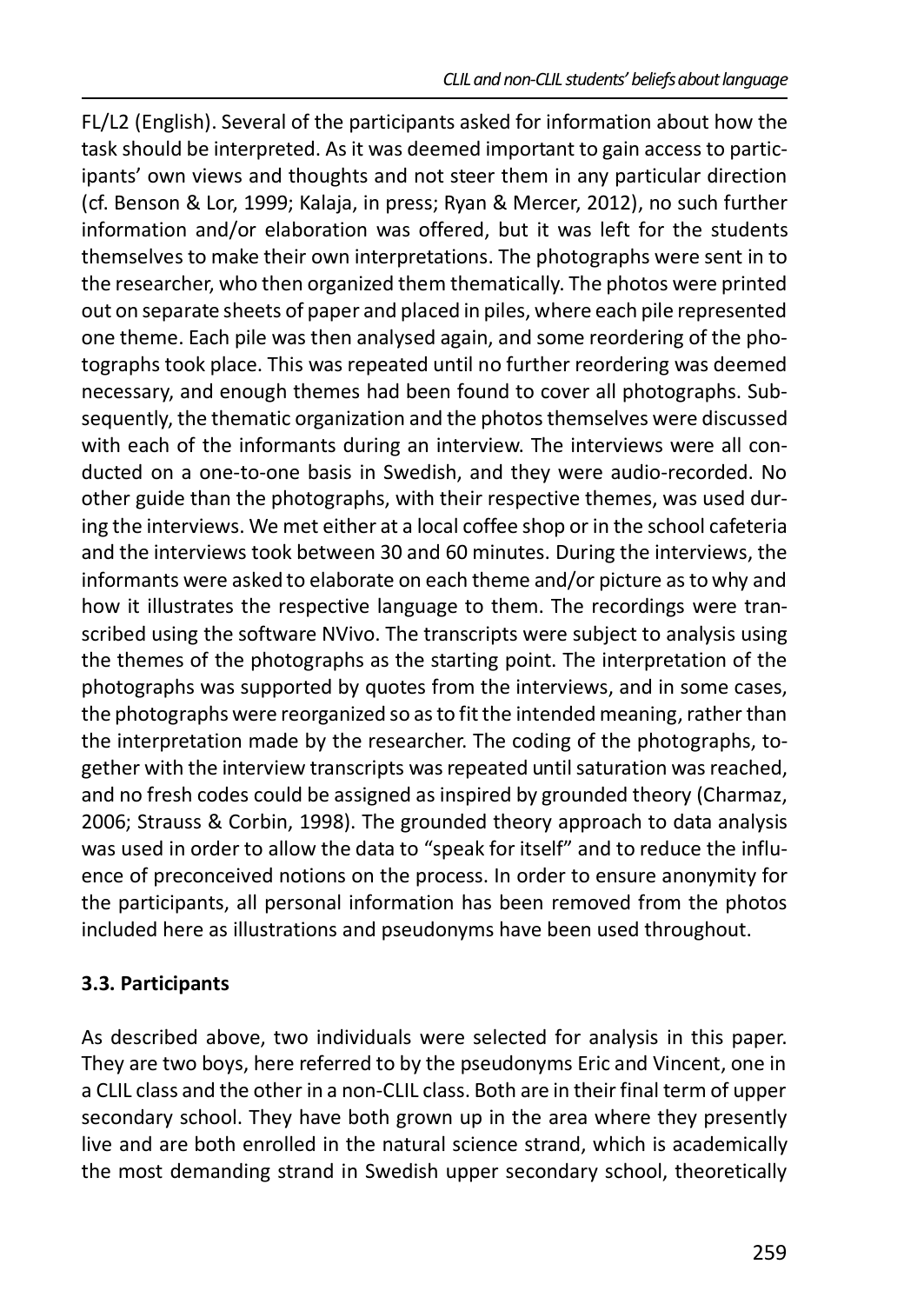FL/L2 (English). Several of the participants asked for information about how the task should be interpreted. As it was deemed important to gain access to participants' own views and thoughts and not steer them in any particular direction (cf. Benson & Lor, 1999; Kalaja, in press; Ryan & Mercer, 2012), no such further information and/or elaboration was offered, but it was left for the students themselves to make their own interpretations. The photographs were sent in to the researcher, who then organized them thematically. The photos were printed out on separate sheets of paper and placed in piles, where each pile represented one theme. Each pile was then analysed again, and some reordering of the photographs took place. This was repeated until no further reordering was deemed necessary, and enough themes had been found to cover all photographs. Subsequently, the thematic organization and the photos themselves were discussed with each of the informants during an interview. The interviews were all conducted on a one-to-one basis in Swedish, and they were audio-recorded. No other guide than the photographs, with their respective themes, was used during the interviews. We met either at a local coffee shop or in the school cafeteria and the interviews took between 30 and 60 minutes. During the interviews, the informants were asked to elaborate on each theme and/or picture as to why and how it illustrates the respective language to them. The recordings were transcribed using the software NVivo. The transcripts were subject to analysis using the themes of the photographs as the starting point. The interpretation of the photographs was supported by quotes from the interviews, and in some cases, the photographs were reorganized so as to fit the intended meaning, rather than the interpretation made by the researcher. The coding of the photographs, together with the interview transcripts was repeated until saturation was reached, and no fresh codes could be assigned as inspired by grounded theory (Charmaz, 2006; Strauss & Corbin, 1998). The grounded theory approach to data analysis was used in order to allow the data to "speak for itself" and to reduce the influence of preconceived notions on the process. In order to ensure anonymity for the participants, all personal information has been removed from the photos included here as illustrations and pseudonyms have been used throughout.

### 3.3. Participants

As described above, two individuals were selected for analysis in this paper. They are two boys, here referred to by the pseudonyms Eric and Vincent, one in a CLIL class and the other in a non-CLIL class. Both are in their final term of upper secondary school. They have both grown up in the area where they presently live and are both enrolled in the natural science strand, which is academically the most demanding strand in Swedish upper secondary school, theoretically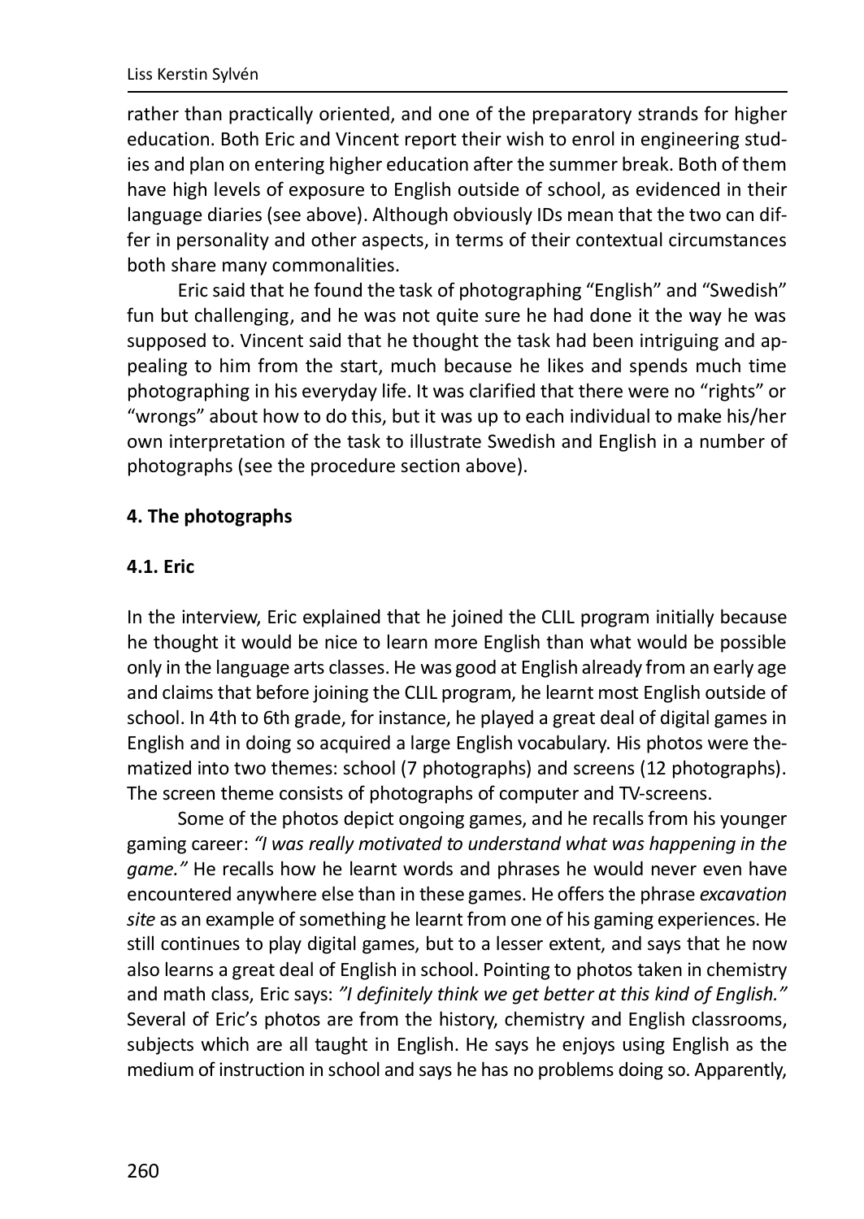rather than practically oriented, and one of the preparatory strands for higher education. Both Eric and Vincent report their wish to enrol in engineering studies and plan on entering higher education after the summer break. Both of them have high levels of exposure to English outside of school, as evidenced in their language diaries (see above). Although obviously IDs mean that the two can differ in personality and other aspects, in terms of their contextual circumstances both share many commonalities.

Eric said that he found the task of photographing "English" and "Swedish" fun but challenging, and he was not quite sure he had done it the way he was supposed to. Vincent said that he thought the task had been intriguing and appealing to him from the start, much because he likes and spends much time photographing in his everyday life. It was clarified that there were no "rights" or "wrongs" about how to do this, but it was up to each individual to make his/her own interpretation of the task to illustrate Swedish and English in a number of photographs (see the procedure section above).

## 4. The photographs

### 4.1. Eric

In the interview, Eric explained that he joined the CLIL program initially because he thought it would be nice to learn more English than what would be possible only in the language arts classes. He was good at English already from an early age and claims that before joining the CLIL program, he learnt most English outside of school. In 4th to 6th grade, for instance, he played a great deal of digital games in English and in doing so acquired a large English vocabulary. His photos were thematized into two themes: school (7 photographs) and screens (12 photographs). The screen theme consists of photographs of computer and TV-screens.

Some of the photos depict ongoing games, and he recalls from his younger gaming career: *"I was really motivated to understand what was happening in the game."* He recalls how he learnt words and phrases he would never even have encountered anywhere else than in these games. He offers the phrase *excavation site* as an example of something he learnt from one of his gaming experiences. He still continues to play digital games, but to a lesser extent, and says that he now also learns a great deal of English in school. Pointing to photos taken in chemistry and math class, Eric says: *"I definitely think we get better at this kind of English."* Several of Eric's photos are from the history, chemistry and English classrooms, subjects which are all taught in English. He says he enjoys using English as the medium of instruction in school and says he has no problems doing so. Apparently,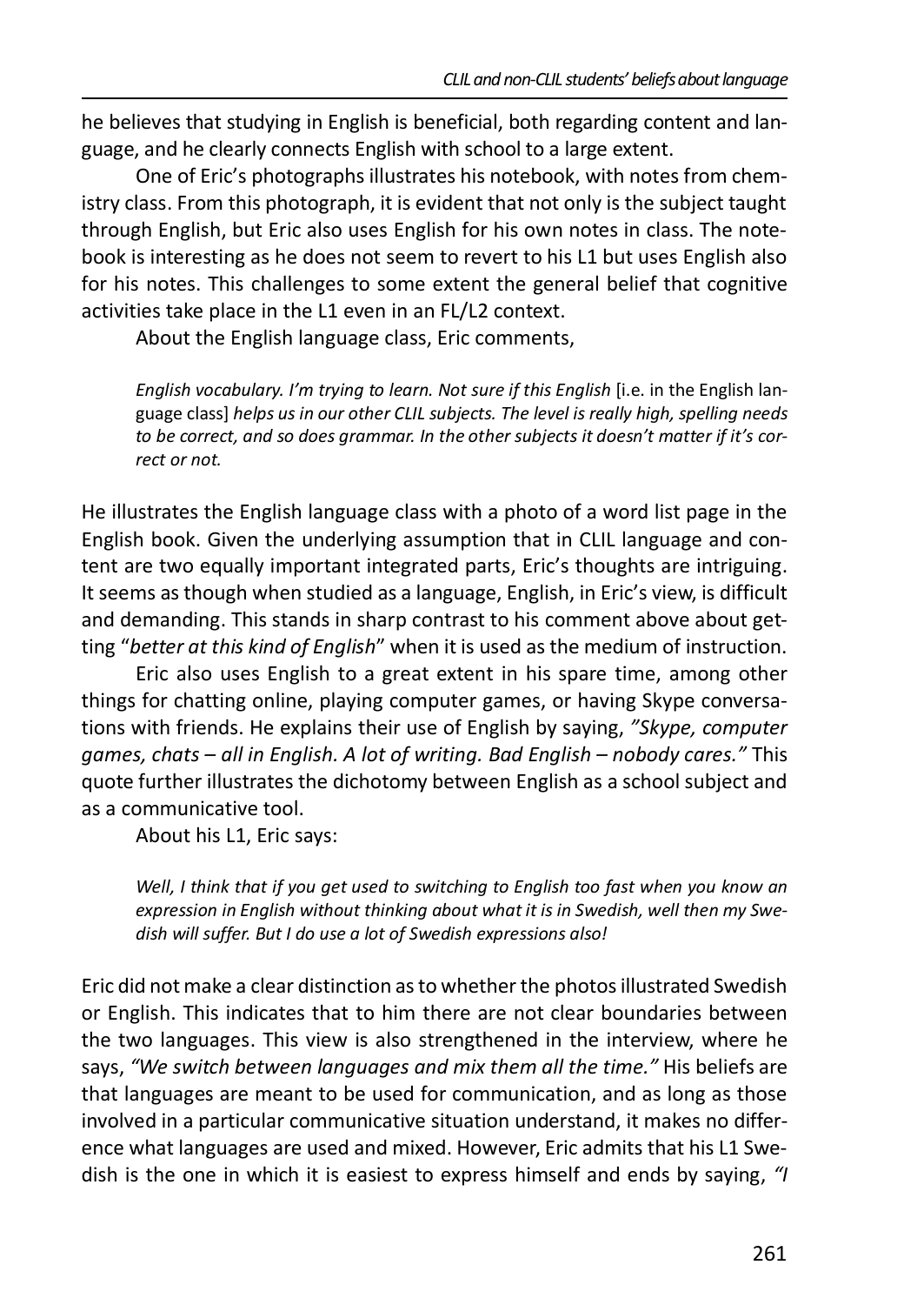he believes that studying in English is beneficial, both regarding content and language, and he clearly connects English with school to a large extent.

One of Eric's photographs illustrates his notebook, with notes from chemistry class. From this photograph, it is evident that not only is the subject taught through English, but Eric also uses English for his own notes in class. The notebook is interesting as he does not seem to revert to his L1 but uses English also for his notes. This challenges to some extent the general belief that cognitive activities take place in the L1 even in an FL/L2 context.

About the English language class, Eric comments,

> *English vocabulary. I'm trying to learn. Not sure if this English* [i.e. in the English language class] *helps us in our other CLIL subjects. The level is really high, spelling needs to be correct, and so does grammar. In the other subjects it doesn't matter if it's correct or not.*

He illustrates the English language class with a photo of a word list page in the English book. Given the underlying assumption that in CLIL language and content are two equally important integrated parts, Eric's thoughts are intriguing. It seems as though when studied as a language, English, in Eric's view, is difficult and demanding. This stands in sharp contrast to his comment above about getting "*better at this kind of English*" when it is used as the medium of instruction.

Eric also uses English to a great extent in his spare time, among other things for chatting online, playing computer games, or having Skype conversations with friends. He explains their use of English by saying, *"Skype, computer games, chats – all in English. A lot of writing. Bad English – nobody cares."* This quote further illustrates the dichotomy between English as a school subject and as a communicative tool.

About his L1, Eric says:

> *Well, I think that if you get used to switching to English too fast when you know an expression in English without thinking about what it is in Swedish, well then my Swedish will suffer. But I do use a lot of Swedish expressions also!*

Eric did not make a clear distinction as to whether the photos illustrated Swedish or English. This indicates that to him there are not clear boundaries between the two languages. This view is also strengthened in the interview, where he says, *"We switch between languages and mix them all the time."* His beliefs are that languages are meant to be used for communication, and as long as those involved in a particular communicative situation understand, it makes no difference what languages are used and mixed. However, Eric admits that his L1 Swedish is the one in which it is easiest to express himself and ends by saying, *"I*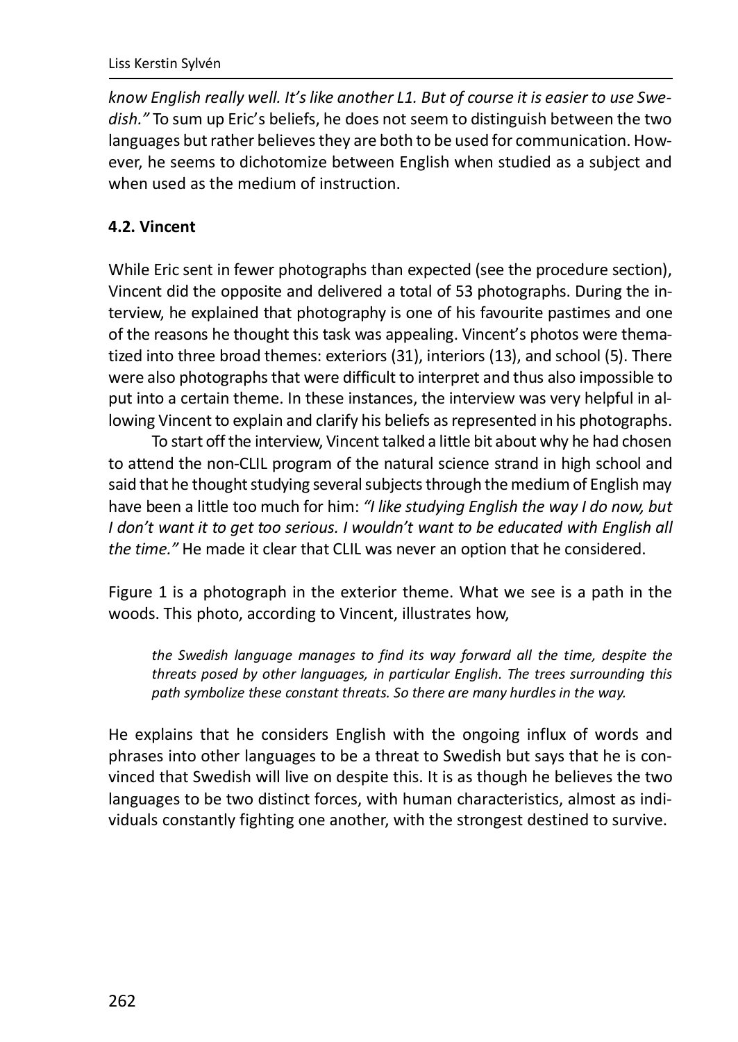*know English really well. It's like another L1. But of course it is easier to use Swedish."* To sum up Eric's beliefs, he does not seem to distinguish between the two languages but rather believes they are both to be used for communication. However, he seems to dichotomize between English when studied as a subject and when used as the medium of instruction.

### 4.2. Vincent

While Eric sent in fewer photographs than expected (see the procedure section), Vincent did the opposite and delivered a total of 53 photographs. During the interview, he explained that photography is one of his favourite pastimes and one of the reasons he thought this task was appealing. Vincent's photos were thematized into three broad themes: exteriors (31), interiors (13), and school (5). There were also photographs that were difficult to interpret and thus also impossible to put into a certain theme. In these instances, the interview was very helpful in allowing Vincent to explain and clarify his beliefs as represented in his photographs.

To start off the interview, Vincent talked a little bit about why he had chosen to attend the non-CLIL program of the natural science strand in high school and said that he thought studying several subjects through the medium of English may have been a little too much for him: *"I like studying English the way I do now, but I don't want it to get too serious. I wouldn't want to be educated with English all the time."* He made it clear that CLIL was never an option that he considered.

Figure 1 is a photograph in the exterior theme. What we see is a path in the woods. This photo, according to Vincent, illustrates how,

> *the Swedish language manages to find its way forward all the time, despite the threats posed by other languages, in particular English. The trees surrounding this path symbolize these constant threats. So there are many hurdles in the way.*

He explains that he considers English with the ongoing influx of words and phrases into other languages to be a threat to Swedish but says that he is convinced that Swedish will live on despite this. It is as though he believes the two languages to be two distinct forces, with human characteristics, almost as individuals constantly fighting one another, with the strongest destined to survive.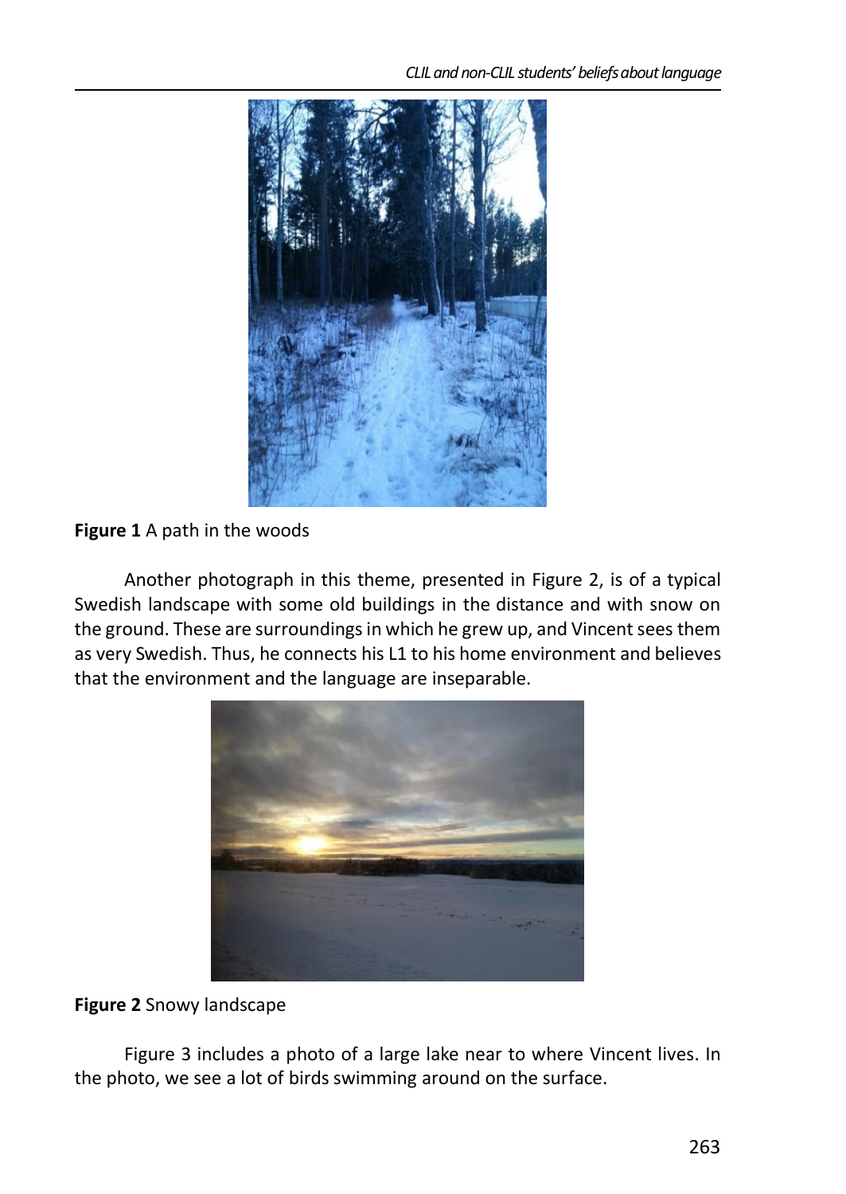**Figure 1** A path in the woods

Another photograph in this theme, presented in Figure 2, is of a typical Swedish landscape with some old buildings in the distance and with snow on the ground. These are surroundings in which he grew up, and Vincent sees them as very Swedish. Thus, he connects his L1 to his home environment and believes that the environment and the language are inseparable.

**Figure 2** Snowy landscape

Figure 3 includes a photo of a large lake near to where Vincent lives. In the photo, we see a lot of birds swimming around on the surface.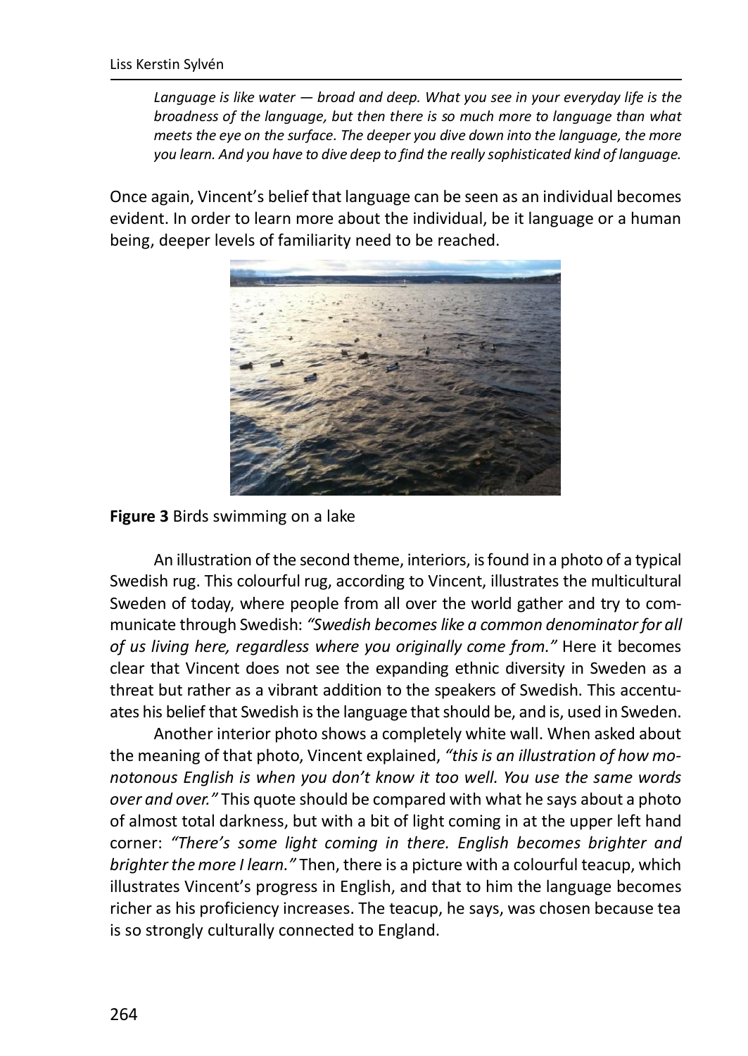> *Language is like water — broad and deep. What you see in your everyday life is the broadness of the language, but then there is so much more to language than what meets the eye on the surface. The deeper you dive down into the language, the more you learn. And you have to dive deep to find the really sophisticated kind of language.*

Once again, Vincent's belief that language can be seen as an individual becomes evident. In order to learn more about the individual, be it language or a human being, deeper levels of familiarity need to be reached.

**Figure 3** Birds swimming on a lake

An illustration of the second theme, interiors, is found in a photo of a typical Swedish rug. This colourful rug, according to Vincent, illustrates the multicultural Sweden of today, where people from all over the world gather and try to communicate through Swedish: *"Swedish becomes like a common denominator for all of us living here, regardless where you originally come from."* Here it becomes clear that Vincent does not see the expanding ethnic diversity in Sweden as a threat but rather as a vibrant addition to the speakers of Swedish. This accentuates his belief that Swedish is the language that should be, and is, used in Sweden.

Another interior photo shows a completely white wall. When asked about the meaning of that photo, Vincent explained, *"this is an illustration of how monotonous English is when you don't know it too well. You use the same words over and over."* This quote should be compared with what he says about a photo of almost total darkness, but with a bit of light coming in at the upper left hand corner: *"There's some light coming in there. English becomes brighter and brighter the more I learn."* Then, there is a picture with a colourful teacup, which illustrates Vincent's progress in English, and that to him the language becomes richer as his proficiency increases. The teacup, he says, was chosen because tea is so strongly culturally connected to England.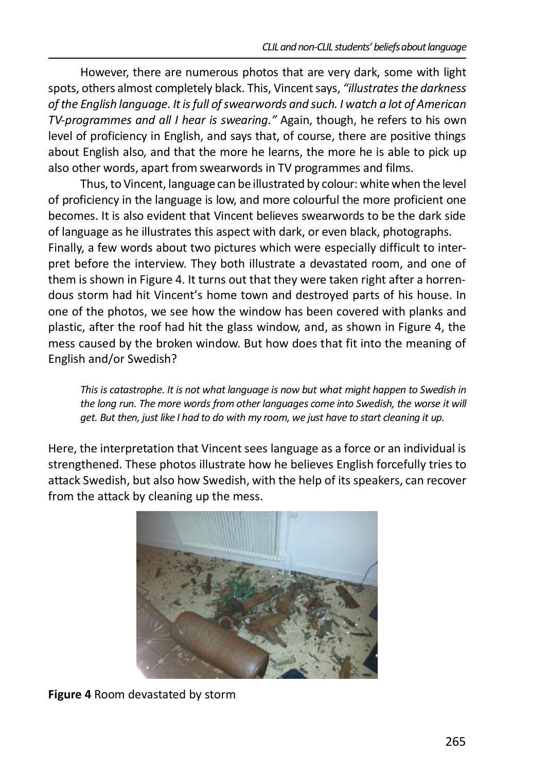However, there are numerous photos that are very dark, some with light spots, others almost completely black. This, Vincent says, *"illustrates the darkness of the English language. It is full of swearwords and such. I watch a lot of American TV-programmes and all I hear is swearing."* Again, though, he refers to his own level of proficiency in English, and says that, of course, there are positive things about English also, and that the more he learns, the more he is able to pick up also other words, apart from swearwords in TV programmes and films.

Thus, to Vincent, language can be illustrated by colour: white when the level of proficiency in the language is low, and more colourful the more proficient one becomes. It is also evident that Vincent believes swearwords to be the dark side of language as he illustrates this aspect with dark, or even black, photographs.

Finally, a few words about two pictures which were especially difficult to interpret before the interview. They both illustrate a devastated room, and one of them is shown in Figure 4. It turns out that they were taken right after a horrendous storm had hit Vincent's home town and destroyed parts of his house. In one of the photos, we see how the window has been covered with planks and plastic, after the roof had hit the glass window, and, as shown in Figure 4, the mess caused by the broken window. But how does that fit into the meaning of English and/or Swedish?

> *This is catastrophe. It is not what language is now but what might happen to Swedish in the long run. The more words from other languages come into Swedish, the worse it will get. But then, just like I had to do with my room, we just have to start cleaning it up.*

Here, the interpretation that Vincent sees language as a force or an individual is strengthened. These photos illustrate how he believes English forcefully tries to attack Swedish, but also how Swedish, with the help of its speakers, can recover from the attack by cleaning up the mess.

**Figure 4** Room devastated by storm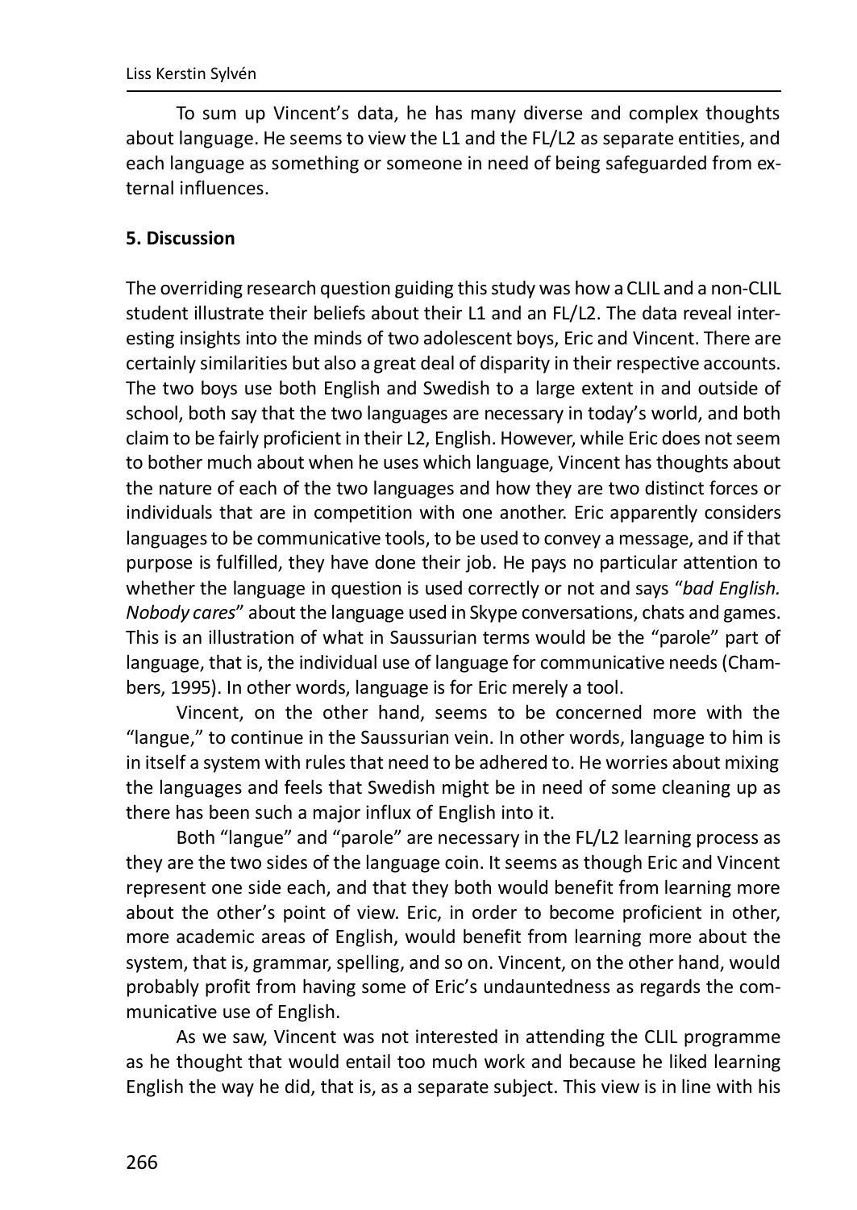To sum up Vincent's data, he has many diverse and complex thoughts about language. He seems to view the L1 and the FL/L2 as separate entities, and each language as something or someone in need of being safeguarded from external influences.

## 5. Discussion

The overriding research question guiding this study was how a CLIL and a non-CLIL student illustrate their beliefs about their L1 and an FL/L2. The data reveal interesting insights into the minds of two adolescent boys, Eric and Vincent. There are certainly similarities but also a great deal of disparity in their respective accounts. The two boys use both English and Swedish to a large extent in and outside of school, both say that the two languages are necessary in today's world, and both claim to be fairly proficient in their L2, English. However, while Eric does not seem to bother much about when he uses which language, Vincent has thoughts about the nature of each of the two languages and how they are two distinct forces or individuals that are in competition with one another. Eric apparently considers languages to be communicative tools, to be used to convey a message, and if that purpose is fulfilled, they have done their job. He pays no particular attention to whether the language in question is used correctly or not and says "*bad English. Nobody cares*" about the language used in Skype conversations, chats and games. This is an illustration of what in Saussurian terms would be the "parole" part of language, that is, the individual use of language for communicative needs (Chambers, 1995). In other words, language is for Eric merely a tool.

Vincent, on the other hand, seems to be concerned more with the "langue," to continue in the Saussurian vein. In other words, language to him is in itself a system with rules that need to be adhered to. He worries about mixing the languages and feels that Swedish might be in need of some cleaning up as there has been such a major influx of English into it.

Both "langue" and "parole" are necessary in the FL/L2 learning process as they are the two sides of the language coin. It seems as though Eric and Vincent represent one side each, and that they both would benefit from learning more about the other's point of view. Eric, in order to become proficient in other, more academic areas of English, would benefit from learning more about the system, that is, grammar, spelling, and so on. Vincent, on the other hand, would probably profit from having some of Eric's undauntedness as regards the communicative use of English.

As we saw, Vincent was not interested in attending the CLIL programme as he thought that would entail too much work and because he liked learning English the way he did, that is, as a separate subject. This view is in line with his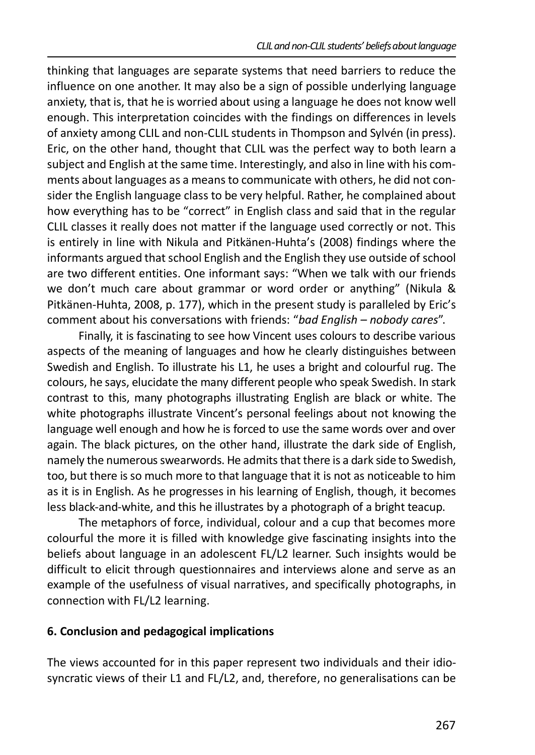thinking that languages are separate systems that need barriers to reduce the influence on one another. It may also be a sign of possible underlying language anxiety, that is, that he is worried about using a language he does not know well enough. This interpretation coincides with the findings on differences in levels of anxiety among CLIL and non-CLIL students in Thompson and Sylvén (in press). Eric, on the other hand, thought that CLIL was the perfect way to both learn a subject and English at the same time. Interestingly, and also in line with his comments about languages as a means to communicate with others, he did not consider the English language class to be very helpful. Rather, he complained about how everything has to be "correct" in English class and said that in the regular CLIL classes it really does not matter if the language used correctly or not. This is entirely in line with Nikula and Pitkänen-Huhta's (2008) findings where the informants argued that school English and the English they use outside of school are two different entities. One informant says: "When we talk with our friends we don't much care about grammar or word order or anything" (Nikula & Pitkänen-Huhta, 2008, p. 177), which in the present study is paralleled by Eric's comment about his conversations with friends: "*bad English – nobody cares*".

Finally, it is fascinating to see how Vincent uses colours to describe various aspects of the meaning of languages and how he clearly distinguishes between Swedish and English. To illustrate his L1, he uses a bright and colourful rug. The colours, he says, elucidate the many different people who speak Swedish. In stark contrast to this, many photographs illustrating English are black or white. The white photographs illustrate Vincent's personal feelings about not knowing the language well enough and how he is forced to use the same words over and over again. The black pictures, on the other hand, illustrate the dark side of English, namely the numerous swearwords. He admits that there is a dark side to Swedish, too, but there is so much more to that language that it is not as noticeable to him as it is in English. As he progresses in his learning of English, though, it becomes less black-and-white, and this he illustrates by a photograph of a bright teacup.

The metaphors of force, individual, colour and a cup that becomes more colourful the more it is filled with knowledge give fascinating insights into the beliefs about language in an adolescent FL/L2 learner. Such insights would be difficult to elicit through questionnaires and interviews alone and serve as an example of the usefulness of visual narratives, and specifically photographs, in connection with FL/L2 learning.

## 6. Conclusion and pedagogical implications

The views accounted for in this paper represent two individuals and their idiosyncratic views of their L1 and FL/L2, and, therefore, no generalisations can be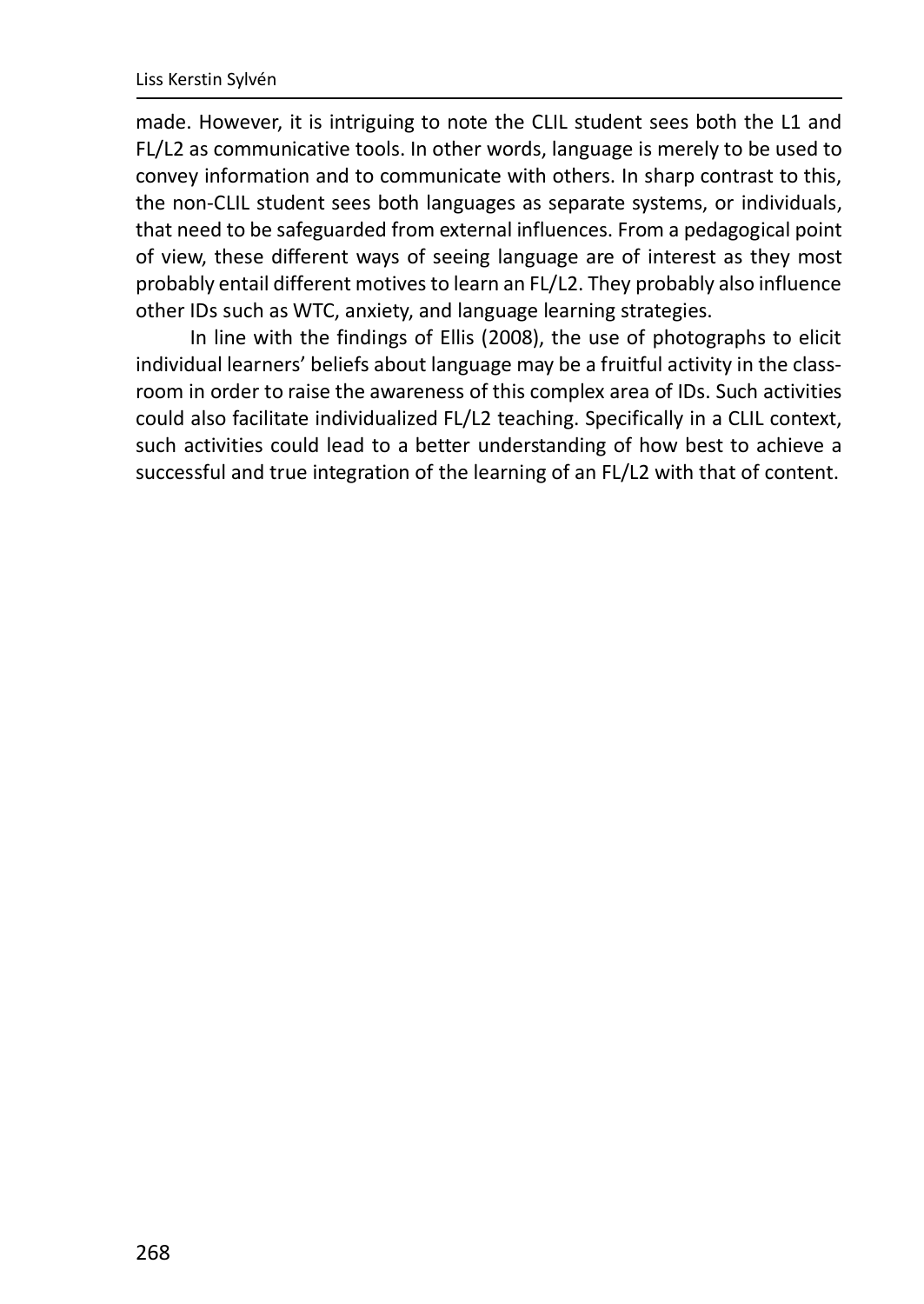made. However, it is intriguing to note the CLIL student sees both the L1 and FL/L2 as communicative tools. In other words, language is merely to be used to convey information and to communicate with others. In sharp contrast to this, the non-CLIL student sees both languages as separate systems, or individuals, that need to be safeguarded from external influences. From a pedagogical point of view, these different ways of seeing language are of interest as they most probably entail different motives to learn an FL/L2. They probably also influence other IDs such as WTC, anxiety, and language learning strategies.

In line with the findings of Ellis (2008), the use of photographs to elicit individual learners' beliefs about language may be a fruitful activity in the classroom in order to raise the awareness of this complex area of IDs. Such activities could also facilitate individualized FL/L2 teaching. Specifically in a CLIL context, such activities could lead to a better understanding of how best to achieve a successful and true integration of the learning of an FL/L2 with that of content.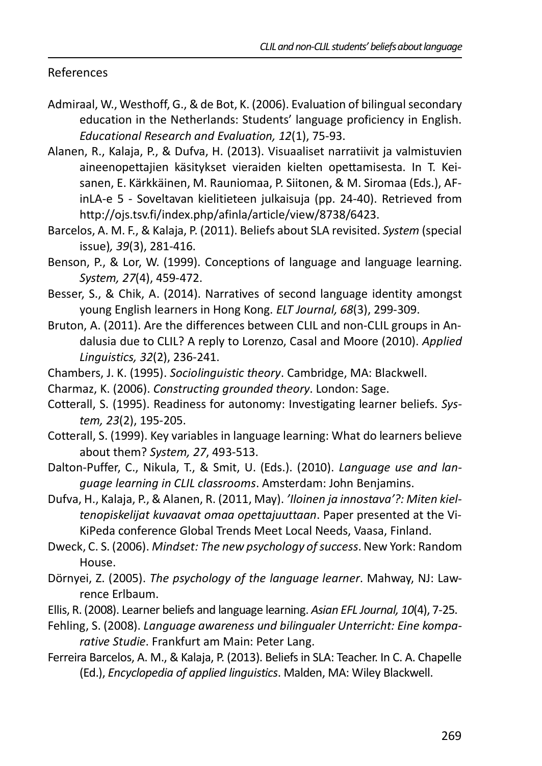## References

Admiraal, W., Westhoff, G., & de Bot, K. (2006). Evaluation of bilingual secondary education in the Netherlands: Students' language proficiency in English. *Educational Research and Evaluation, 12*(1), 75-93.

Alanen, R., Kalaja, P., & Dufva, H. (2013). Visuaaliset narratiivit ja valmistuvien aineenopettajien käsitykset vieraiden kielten opettamisesta. In T. Keisanen, E. Kärkkäinen, M. Rauniomaa, P. Siitonen, & M. Siromaa (Eds.), AFinLA-e 5 - Soveltavan kielitieteen julkaisuja (pp. 24-40). Retrieved from http://ojs.tsv.fi/index.php/afinla/article/view/8738/6423.

Barcelos, A. M. F., & Kalaja, P. (2011). Beliefs about SLA revisited. *System* (special issue), *39*(3), 281-416.

Benson, P., & Lor, W. (1999). Conceptions of language and language learning. *System, 27*(4), 459-472.

Besser, S., & Chik, A. (2014). Narratives of second language identity amongst young English learners in Hong Kong. *ELT Journal, 68*(3), 299-309.

Bruton, A. (2011). Are the differences between CLIL and non-CLIL groups in Andalusia due to CLIL? A reply to Lorenzo, Casal and Moore (2010). *Applied Linguistics, 32*(2), 236-241.

Chambers, J. K. (1995). *Sociolinguistic theory*. Cambridge, MA: Blackwell.

Charmaz, K. (2006). *Constructing grounded theory*. London: Sage.

Cotterall, S. (1995). Readiness for autonomy: Investigating learner beliefs. *System, 23*(2), 195-205.

Cotterall, S. (1999). Key variables in language learning: What do learners believe about them? *System, 27*, 493-513.

Dalton-Puffer, C., Nikula, T., & Smit, U. (Eds.). (2010). *Language use and language learning in CLIL classrooms*. Amsterdam: John Benjamins.

Dufva, H., Kalaja, P., & Alanen, R. (2011, May). *'Iloinen ja innostava'?: Miten kieltenopiskelijat kuvaavat omaa opettajuuttaan*. Paper presented at the ViKiPeda conference Global Trends Meet Local Needs, Vaasa, Finland.

Dweck, C. S. (2006). *Mindset: The new psychology of success*. New York: Random House.

Dörnyei, Z. (2005). *The psychology of the language learner*. Mahway, NJ: Lawrence Erlbaum.

Ellis, R. (2008). Learner beliefs and language learning. *Asian EFL Journal, 10*(4), 7-25.

Fehling, S. (2008). *Language awareness und bilingualer Unterricht: Eine komparative Studie*. Frankfurt am Main: Peter Lang.

Ferreira Barcelos, A. M., & Kalaja, P. (2013). Beliefs in SLA: Teacher. In C. A. Chapelle (Ed.), *Encyclopedia of applied linguistics*. Malden, MA: Wiley Blackwell.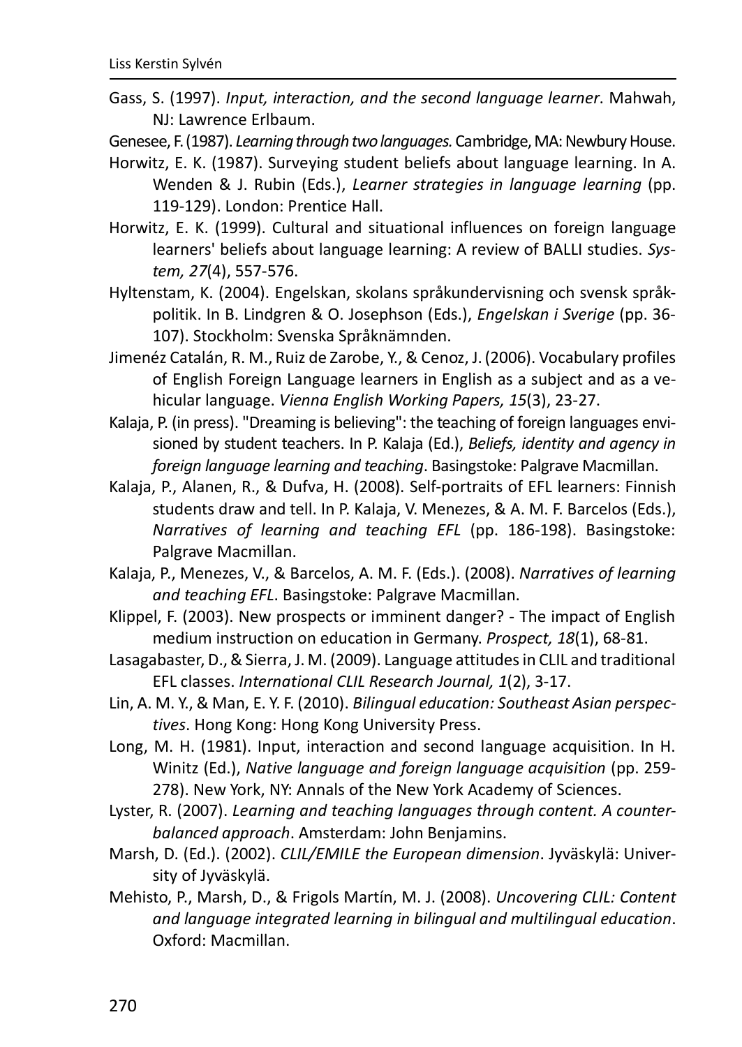Gass, S. (1997). *Input, interaction, and the second language learner*. Mahwah, NJ: Lawrence Erlbaum.

Genesee, F. (1987). *Learning through two languages.* Cambridge, MA: Newbury House.

Horwitz, E. K. (1987). Surveying student beliefs about language learning. In A. Wenden & J. Rubin (Eds.), *Learner strategies in language learning* (pp. 119-129). London: Prentice Hall.

Horwitz, E. K. (1999). Cultural and situational influences on foreign language learners' beliefs about language learning: A review of BALLI studies. *System, 27*(4), 557-576.

Hyltenstam, K. (2004). Engelskan, skolans språkundervisning och svensk språkpolitik. In B. Lindgren & O. Josephson (Eds.), *Engelskan i Sverige* (pp. 36-107). Stockholm: Svenska Språknämnden.

Jimenéz Catalán, R. M., Ruiz de Zarobe, Y., & Cenoz, J. (2006). Vocabulary profiles of English Foreign Language learners in English as a subject and as a vehicular language. *Vienna English Working Papers, 15*(3), 23-27.

Kalaja, P. (in press). "Dreaming is believing": the teaching of foreign languages envisioned by student teachers. In P. Kalaja (Ed.), *Beliefs, identity and agency in foreign language learning and teaching*. Basingstoke: Palgrave Macmillan.

Kalaja, P., Alanen, R., & Dufva, H. (2008). Self-portraits of EFL learners: Finnish students draw and tell. In P. Kalaja, V. Menezes, & A. M. F. Barcelos (Eds.), *Narratives of learning and teaching EFL* (pp. 186-198). Basingstoke: Palgrave Macmillan.

Kalaja, P., Menezes, V., & Barcelos, A. M. F. (Eds.). (2008). *Narratives of learning and teaching EFL*. Basingstoke: Palgrave Macmillan.

Klippel, F. (2003). New prospects or imminent danger? - The impact of English medium instruction on education in Germany. *Prospect, 18*(1), 68-81.

Lasagabaster, D., & Sierra, J. M. (2009). Language attitudes in CLIL and traditional EFL classes. *International CLIL Research Journal, 1*(2), 3-17.

Lin, A. M. Y., & Man, E. Y. F. (2010). *Bilingual education: Southeast Asian perspectives*. Hong Kong: Hong Kong University Press.

Long, M. H. (1981). Input, interaction and second language acquisition. In H. Winitz (Ed.), *Native language and foreign language acquisition* (pp. 259-278). New York, NY: Annals of the New York Academy of Sciences.

Lyster, R. (2007). *Learning and teaching languages through content. A counterbalanced approach*. Amsterdam: John Benjamins.

Marsh, D. (Ed.). (2002). *CLIL/EMILE the European dimension*. Jyväskylä: University of Jyväskylä.

Mehisto, P., Marsh, D., & Frigols Martín, M. J. (2008). *Uncovering CLIL: Content and language integrated learning in bilingual and multilingual education*. Oxford: Macmillan.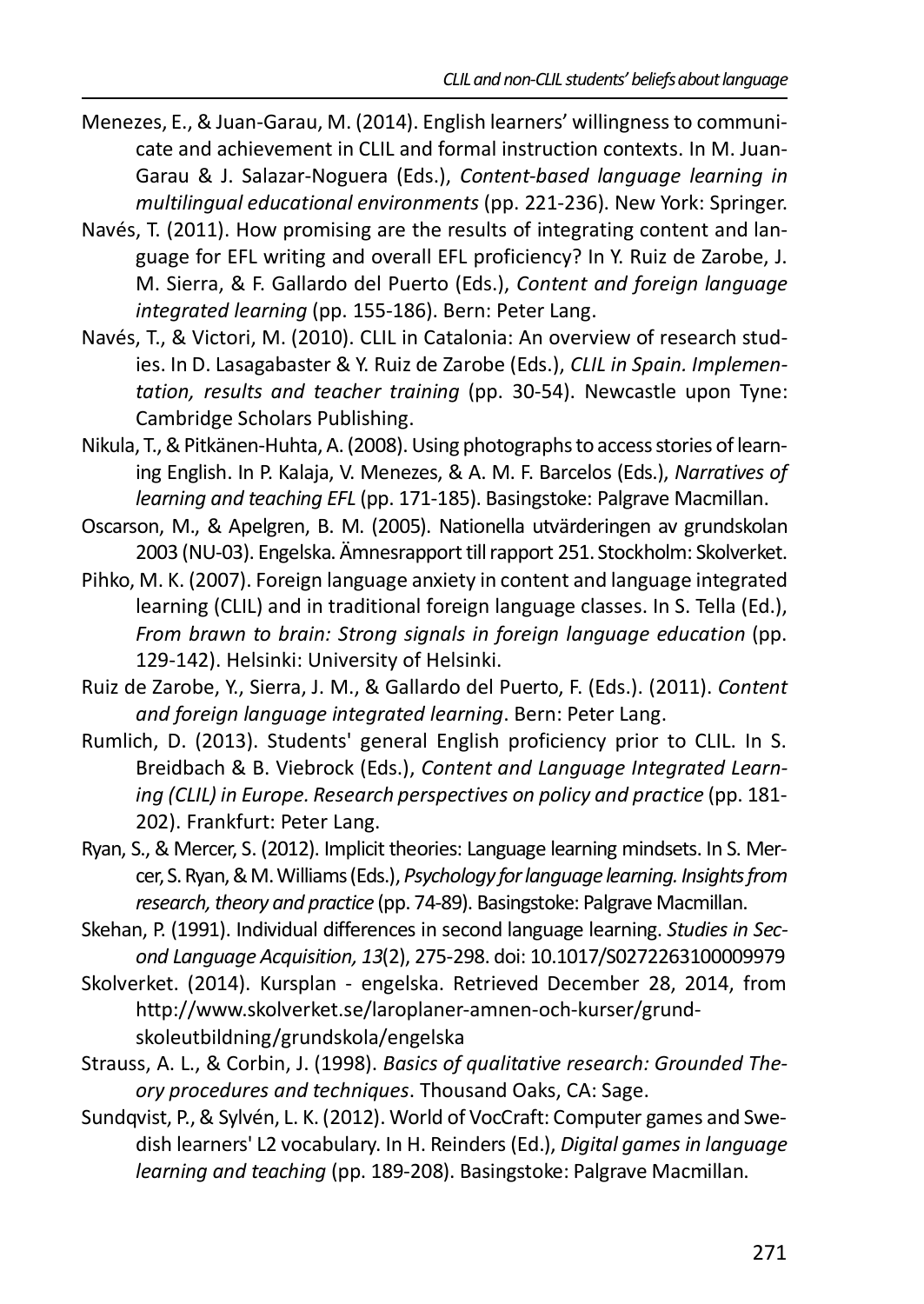Menezes, E., & Juan-Garau, M. (2014). English learners' willingness to communicate and achievement in CLIL and formal instruction contexts. In M. Juan-Garau & J. Salazar-Noguera (Eds.), *Content-based language learning in multilingual educational environments* (pp. 221-236). New York: Springer.

Navés, T. (2011). How promising are the results of integrating content and language for EFL writing and overall EFL proficiency? In Y. Ruiz de Zarobe, J. M. Sierra, & F. Gallardo del Puerto (Eds.), *Content and foreign language integrated learning* (pp. 155-186). Bern: Peter Lang.

Navés, T., & Victori, M. (2010). CLIL in Catalonia: An overview of research studies. In D. Lasagabaster & Y. Ruiz de Zarobe (Eds.), *CLIL in Spain. Implementation, results and teacher training* (pp. 30-54). Newcastle upon Tyne: Cambridge Scholars Publishing.

Nikula, T., & Pitkänen-Huhta, A. (2008). Using photographs to access stories of learning English. In P. Kalaja, V. Menezes, & A. M. F. Barcelos (Eds.), *Narratives of learning and teaching EFL* (pp. 171-185). Basingstoke: Palgrave Macmillan.

Oscarson, M., & Apelgren, B. M. (2005). Nationella utvärderingen av grundskolan 2003 (NU-03). Engelska. Ämnesrapport till rapport 251. Stockholm: Skolverket.

Pihko, M. K. (2007). Foreign language anxiety in content and language integrated learning (CLIL) and in traditional foreign language classes. In S. Tella (Ed.), *From brawn to brain: Strong signals in foreign language education* (pp. 129-142). Helsinki: University of Helsinki.

Ruiz de Zarobe, Y., Sierra, J. M., & Gallardo del Puerto, F. (Eds.). (2011). *Content and foreign language integrated learning*. Bern: Peter Lang.

Rumlich, D. (2013). Students' general English proficiency prior to CLIL. In S. Breidbach & B. Viebrock (Eds.), *Content and Language Integrated Learning (CLIL) in Europe. Research perspectives on policy and practice* (pp. 181-202). Frankfurt: Peter Lang.

Ryan, S., & Mercer, S. (2012). Implicit theories: Language learning mindsets. In S. Mercer, S. Ryan, & M. Williams (Eds.), *Psychology for language learning. Insights from research, theory and practice* (pp. 74-89). Basingstoke: Palgrave Macmillan.

Skehan, P. (1991). Individual differences in second language learning. *Studies in Second Language Acquisition, 13*(2), 275-298. doi: 10.1017/S0272263100009979

Skolverket. (2014). Kursplan - engelska. Retrieved December 28, 2014, from http://www.skolverket.se/laroplaner-amnen-och-kurser/grundskoleutbildning/grundskola/engelska

Strauss, A. L., & Corbin, J. (1998). *Basics of qualitative research: Grounded Theory procedures and techniques*. Thousand Oaks, CA: Sage.

Sundqvist, P., & Sylvén, L. K. (2012). World of VocCraft: Computer games and Swedish learners' L2 vocabulary. In H. Reinders (Ed.), *Digital games in language learning and teaching* (pp. 189-208). Basingstoke: Palgrave Macmillan.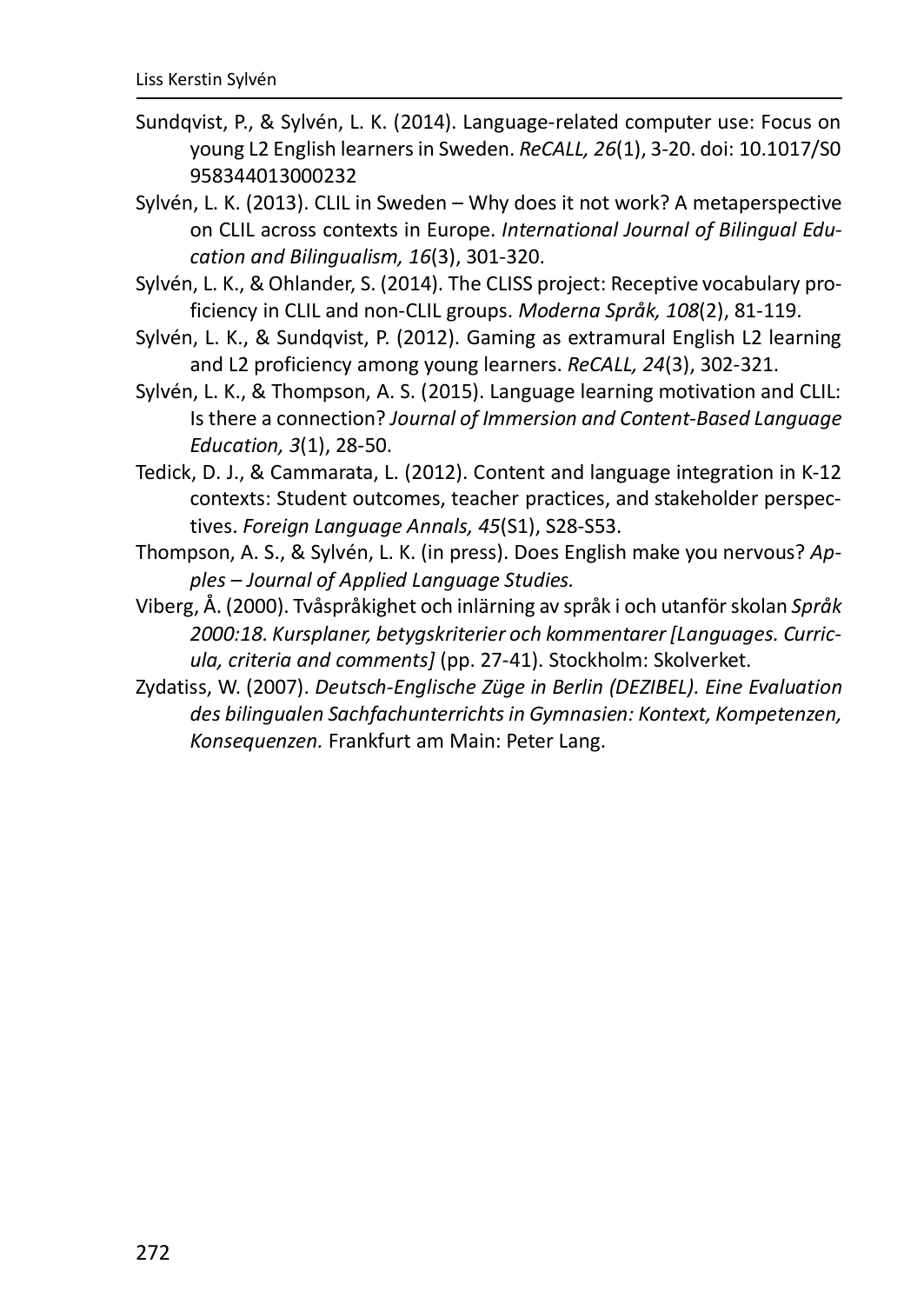Sundqvist, P., & Sylvén, L. K. (2014). Language-related computer use: Focus on young L2 English learners in Sweden. *ReCALL, 26*(1), 3-20. doi: 10.1017/S0958344013000232

Sylvén, L. K. (2013). CLIL in Sweden – Why does it not work? A metaperspective on CLIL across contexts in Europe. *International Journal of Bilingual Education and Bilingualism, 16*(3), 301-320.

Sylvén, L. K., & Ohlander, S. (2014). The CLISS project: Receptive vocabulary proficiency in CLIL and non-CLIL groups. *Moderna Språk, 108*(2), 81-119.

Sylvén, L. K., & Sundqvist, P. (2012). Gaming as extramural English L2 learning and L2 proficiency among young learners. *ReCALL, 24*(3), 302-321.

Sylvén, L. K., & Thompson, A. S. (2015). Language learning motivation and CLIL: Is there a connection? *Journal of Immersion and Content-Based Language Education, 3*(1), 28-50.

Tedick, D. J., & Cammarata, L. (2012). Content and language integration in K-12 contexts: Student outcomes, teacher practices, and stakeholder perspectives. *Foreign Language Annals, 45*(S1), S28-S53.

Thompson, A. S., & Sylvén, L. K. (in press). Does English make you nervous? *Apples – Journal of Applied Language Studies.*

Viberg, Å. (2000). Tvåspråkighet och inlärning av språk i och utanför skolan *Språk 2000:18. Kursplaner, betygskriterier och kommentarer [Languages. Curricula, criteria and comments]* (pp. 27-41). Stockholm: Skolverket.

Zydatiss, W. (2007). *Deutsch-Englische Züge in Berlin (DEZIBEL). Eine Evaluation des bilingualen Sachfachunterrichts in Gymnasien: Kontext, Kompetenzen, Konsequenzen.* Frankfurt am Main: Peter Lang.